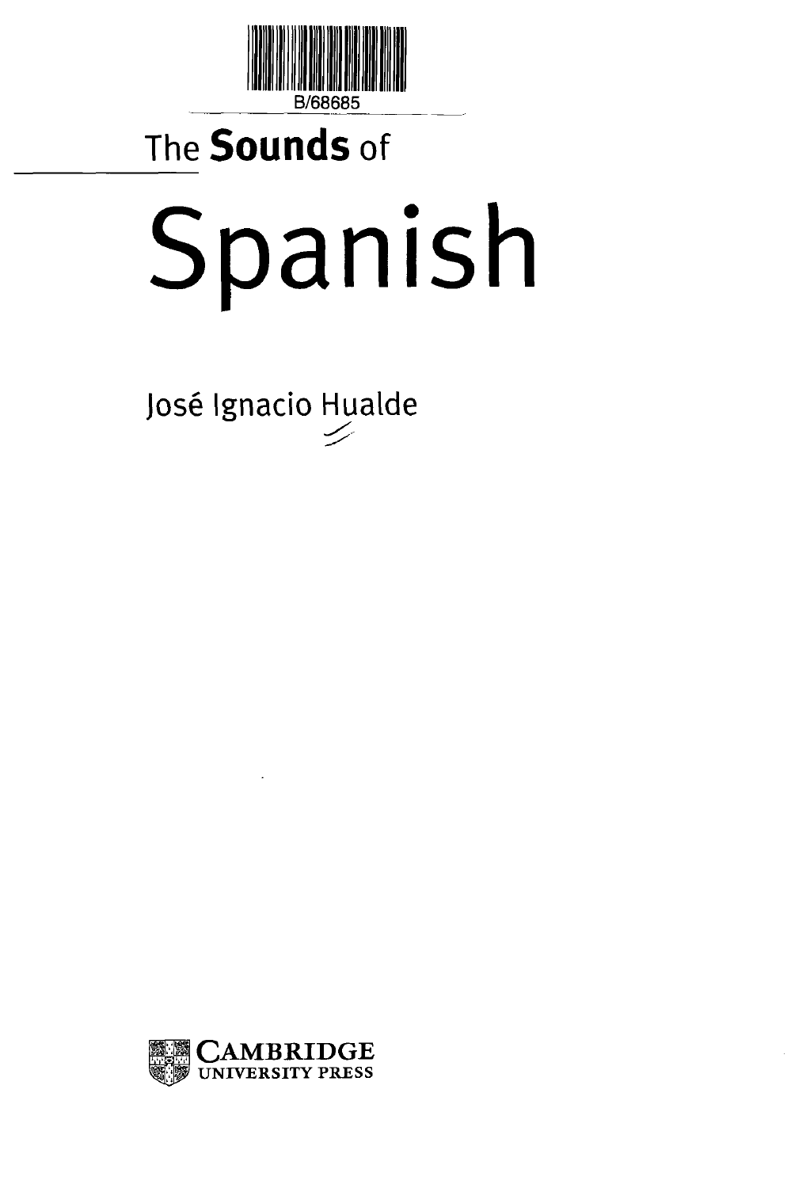B/68685

# The **Sounds** of

# Spanish

José Ignacio Hualde

CAMBRIDGE
UNIVERSITY PRESS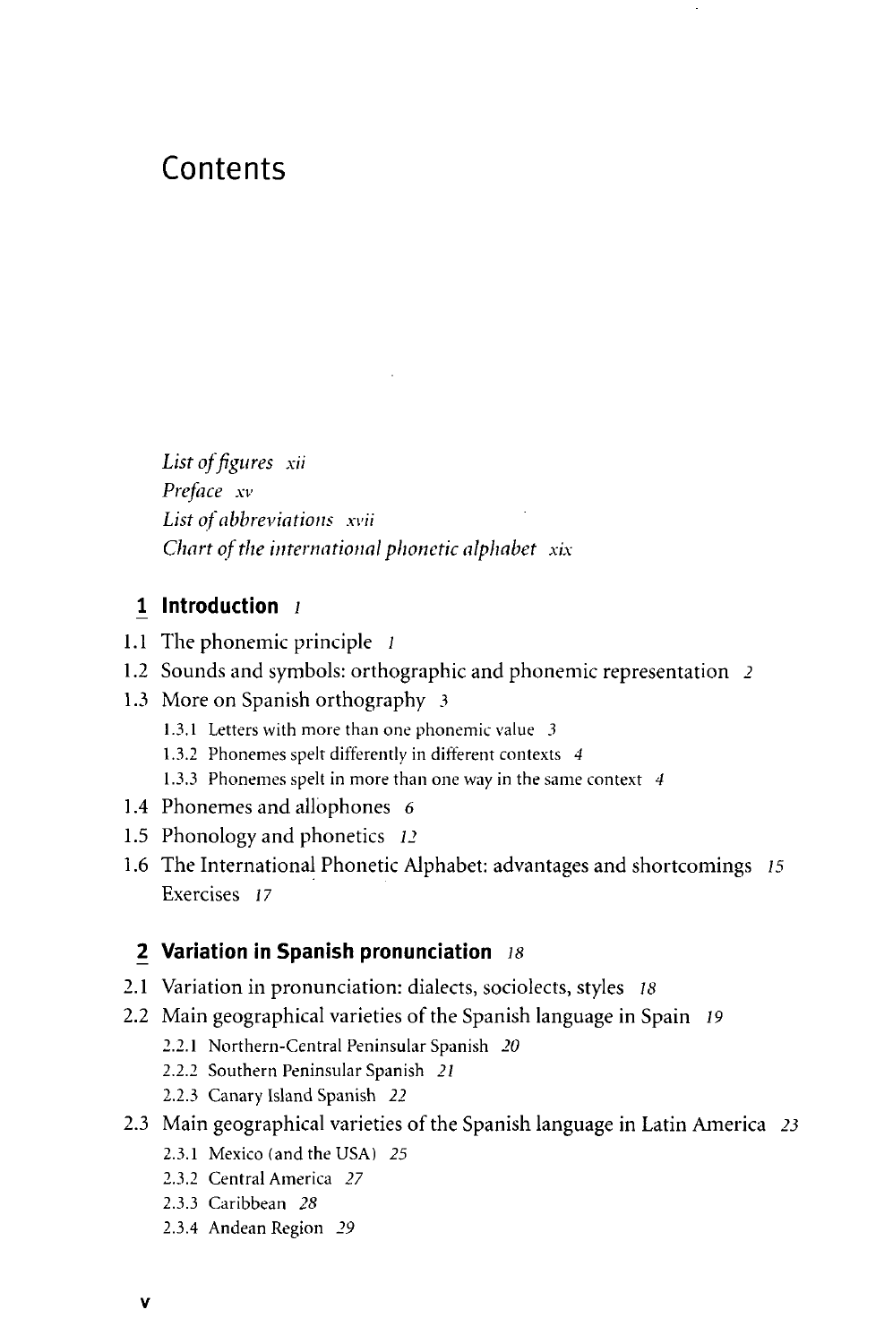# Contents

*List of figures* xii
*Preface* xv
*List of abbreviations* xvii
*Chart of the international phonetic alphabet* xix

## 1 Introduction 1

1.1 The phonemic principle 1
1.2 Sounds and symbols: orthographic and phonemic representation 2
1.3 More on Spanish orthography 3
 1.3.1 Letters with more than one phonemic value 3
 1.3.2 Phonemes spelt differently in different contexts 4
 1.3.3 Phonemes spelt in more than one way in the same context 4
1.4 Phonemes and allophones 6
1.5 Phonology and phonetics 12
1.6 The International Phonetic Alphabet: advantages and shortcomings 15
 Exercises 17

## 2 Variation in Spanish pronunciation 18

2.1 Variation in pronunciation: dialects, sociolects, styles 18
2.2 Main geographical varieties of the Spanish language in Spain 19
 2.2.1 Northern-Central Peninsular Spanish 20
 2.2.2 Southern Peninsular Spanish 21
 2.2.3 Canary Island Spanish 22
2.3 Main geographical varieties of the Spanish language in Latin America 23
 2.3.1 Mexico (and the USA) 25
 2.3.2 Central America 27
 2.3.3 Caribbean 28
 2.3.4 Andean Region 29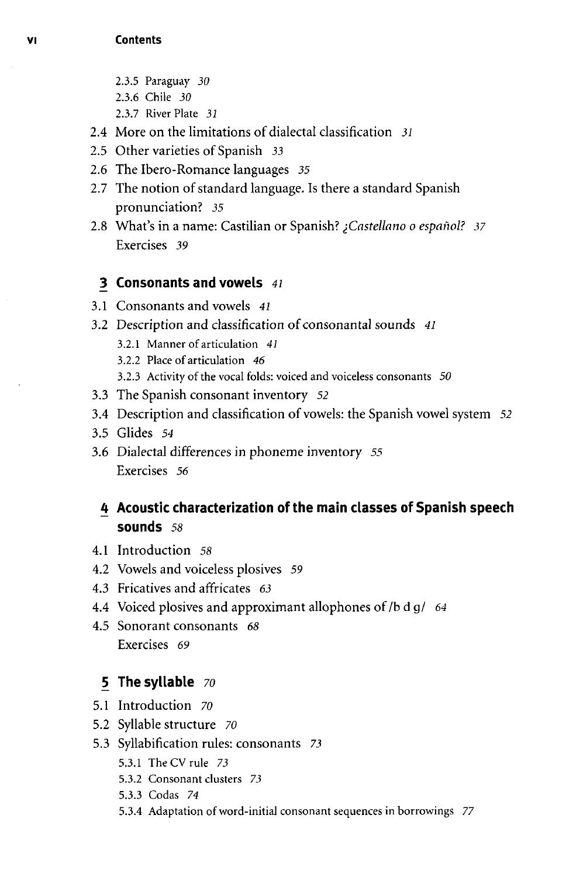2.3.5 Paraguay *30*
2.3.6 Chile *30*
2.3.7 River Plate *31*

2.4 More on the limitations of dialectal classification *31*
2.5 Other varieties of Spanish *33*
2.6 The Ibero-Romance languages *35*
2.7 The notion of standard language. Is there a standard Spanish pronunciation? *35*
2.8 What's in a name: Castilian or Spanish? *¿Castellano o español?* *37*
Exercises *39*

## 3 Consonants and vowels *41*

3.1 Consonants and vowels *41*
3.2 Description and classification of consonantal sounds *41*
3.2.1 Manner of articulation *41*
3.2.2 Place of articulation *46*
3.2.3 Activity of the vocal folds: voiced and voiceless consonants *50*
3.3 The Spanish consonant inventory *52*
3.4 Description and classification of vowels: the Spanish vowel system *52*
3.5 Glides *54*
3.6 Dialectal differences in phoneme inventory *55*
Exercises *56*

## 4 Acoustic characterization of the main classes of Spanish speech sounds *58*

4.1 Introduction *58*
4.2 Vowels and voiceless plosives *59*
4.3 Fricatives and affricates *63*
4.4 Voiced plosives and approximant allophones of /b d g/ *64*
4.5 Sonorant consonants *68*
Exercises *69*

## 5 The syllable *70*

5.1 Introduction *70*
5.2 Syllable structure *70*
5.3 Syllabification rules: consonants *73*
5.3.1 The CV rule *73*
5.3.2 Consonant clusters *73*
5.3.3 Codas *74*
5.3.4 Adaptation of word-initial consonant sequences in borrowings *77*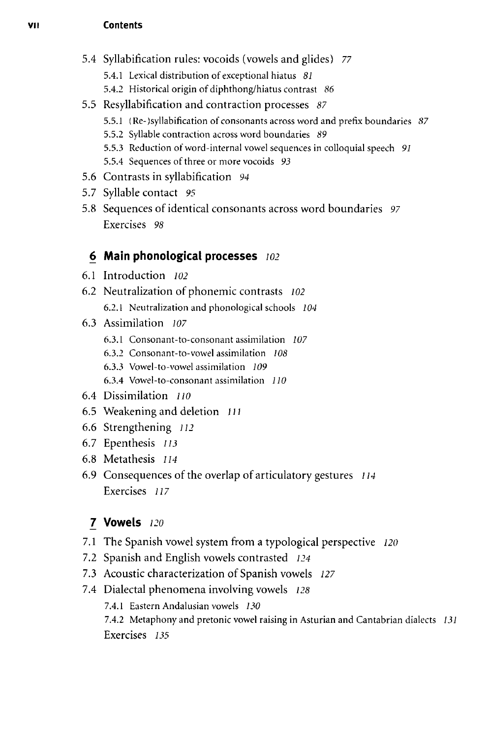5.4 Syllabification rules: vocoids (vowels and glides) *77*

5.4.1 Lexical distribution of exceptional hiatus *81*

5.4.2 Historical origin of diphthong/hiatus contrast *86*

5.5 Resyllabification and contraction processes *87*

5.5.1 (Re-)syllabification of consonants across word and prefix boundaries *87*

5.5.2 Syllable contraction across word boundaries *89*

5.5.3 Reduction of word-internal vowel sequences in colloquial speech *91*

5.5.4 Sequences of three or more vocoids *93*

5.6 Contrasts in syllabification *94*

5.7 Syllable contact *95*

5.8 Sequences of identical consonants across word boundaries *97*

Exercises *98*

## 6 Main phonological processes *102*

6.1 Introduction *102*

6.2 Neutralization of phonemic contrasts *102*

6.2.1 Neutralization and phonological schools *104*

6.3 Assimilation *107*

6.3.1 Consonant-to-consonant assimilation *107*

6.3.2 Consonant-to-vowel assimilation *108*

6.3.3 Vowel-to-vowel assimilation *109*

6.3.4 Vowel-to-consonant assimilation *110*

6.4 Dissimilation *110*

6.5 Weakening and deletion *111*

6.6 Strengthening *112*

6.7 Epenthesis *113*

6.8 Metathesis *114*

6.9 Consequences of the overlap of articulatory gestures *114*

Exercises *117*

## 7 Vowels *120*

7.1 The Spanish vowel system from a typological perspective *120*

7.2 Spanish and English vowels contrasted *124*

7.3 Acoustic characterization of Spanish vowels *127*

7.4 Dialectal phenomena involving vowels *128*

7.4.1 Eastern Andalusian vowels *130*

7.4.2 Metaphony and pretonic vowel raising in Asturian and Cantabrian dialects *131*

Exercises *135*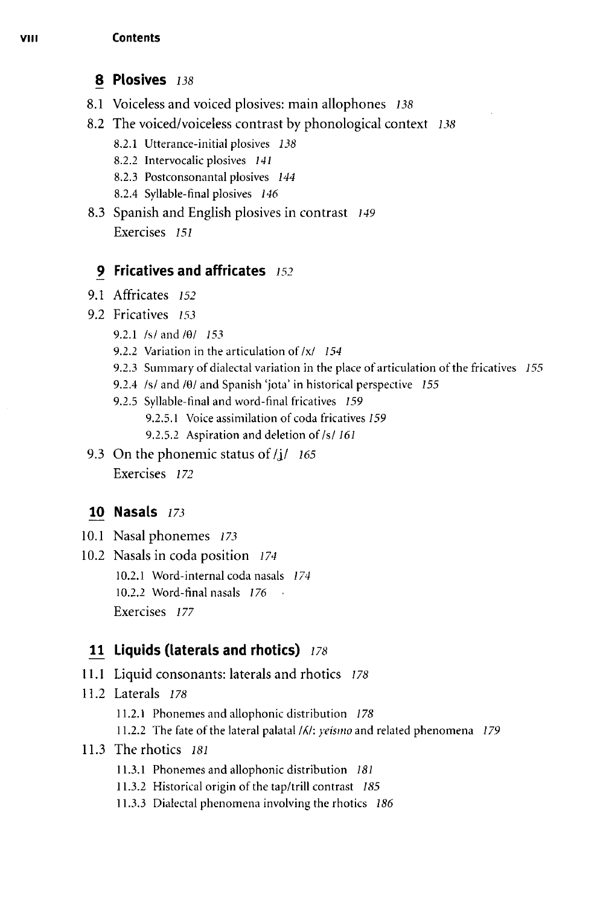## 8 Plosives *138*

8.1 Voiceless and voiced plosives: main allophones *138*

8.2 The voiced/voiceless contrast by phonological context *138*

- 8.2.1 Utterance-initial plosives *138*
- 8.2.2 Intervocalic plosives *141*
- 8.2.3 Postconsonantal plosives *144*
- 8.2.4 Syllable-final plosives *146*

8.3 Spanish and English plosives in contrast *149*

Exercises *151*

## 9 Fricatives and affricates *152*

9.1 Affricates *152*

9.2 Fricatives *153*

- 9.2.1 /s/ and /θ/ *153*
- 9.2.2 Variation in the articulation of /x/ *154*
- 9.2.3 Summary of dialectal variation in the place of articulation of the fricatives *155*
- 9.2.4 /s/ and /θ/ and Spanish 'jota' in historical perspective *155*
- 9.2.5 Syllable-final and word-final fricatives *159*
  - 9.2.5.1 Voice assimilation of coda fricatives *159*
  - 9.2.5.2 Aspiration and deletion of /s/ *161*

9.3 On the phonemic status of /ʝ/ *165*

Exercises *172*

## 10 Nasals *173*

10.1 Nasal phonemes *173*

10.2 Nasals in coda position *174*

- 10.2.1 Word-internal coda nasals *174*
- 10.2.2 Word-final nasals *176*

Exercises *177*

## 11 Liquids (laterals and rhotics) *178*

11.1 Liquid consonants: laterals and rhotics *178*

11.2 Laterals *178*

- 11.2.1 Phonemes and allophonic distribution *178*
- 11.2.2 The fate of the lateral palatal /ʎ/: *yeísmo* and related phenomena *179*

11.3 The rhotics *181*

- 11.3.1 Phonemes and allophonic distribution *181*
- 11.3.2 Historical origin of the tap/trill contrast *185*
- 11.3.3 Dialectal phenomena involving the rhotics *186*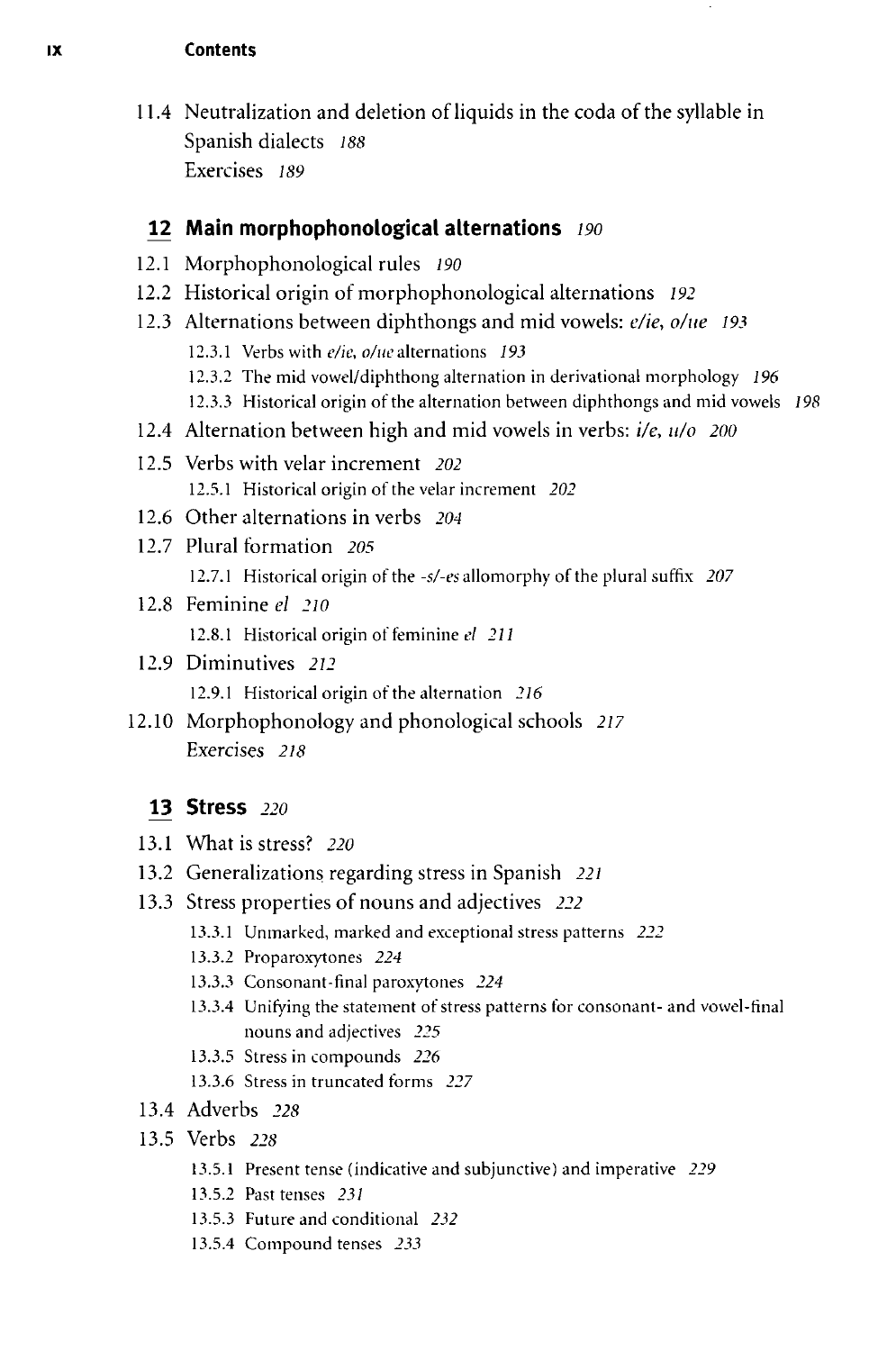11.4 Neutralization and deletion of liquids in the coda of the syllable in Spanish dialects *188*
Exercises *189*

## 12 Main morphophonological alternations *190*

12.1 Morphophonological rules *190*

12.2 Historical origin of morphophonological alternations *192*

12.3 Alternations between diphthongs and mid vowels: *e/ie, o/ue* *193*

- 12.3.1 Verbs with *e/ie, o/ue* alternations *193*
- 12.3.2 The mid vowel/diphthong alternation in derivational morphology *196*
- 12.3.3 Historical origin of the alternation between diphthongs and mid vowels *198*

12.4 Alternation between high and mid vowels in verbs: *i/e, u/o* *200*

12.5 Verbs with velar increment *202*

- 12.5.1 Historical origin of the velar increment *202*

12.6 Other alternations in verbs *204*

12.7 Plural formation *205*

- 12.7.1 Historical origin of the *-s/-es* allomorphy of the plural suffix *207*

12.8 Feminine *el* *210*

- 12.8.1 Historical origin of feminine *el* *211*

12.9 Diminutives *212*

- 12.9.1 Historical origin of the alternation *216*

12.10 Morphophonology and phonological schools *217*
Exercises *218*

## 13 Stress *220*

13.1 What is stress? *220*

13.2 Generalizations regarding stress in Spanish *221*

13.3 Stress properties of nouns and adjectives *222*

- 13.3.1 Unmarked, marked and exceptional stress patterns *222*
- 13.3.2 Proparoxytones *224*
- 13.3.3 Consonant-final paroxytones *224*
- 13.3.4 Unifying the statement of stress patterns for consonant- and vowel-final nouns and adjectives *225*
- 13.3.5 Stress in compounds *226*
- 13.3.6 Stress in truncated forms *227*

13.4 Adverbs *228*

13.5 Verbs *228*

- 13.5.1 Present tense (indicative and subjunctive) and imperative *229*
- 13.5.2 Past tenses *231*
- 13.5.3 Future and conditional *232*
- 13.5.4 Compound tenses *233*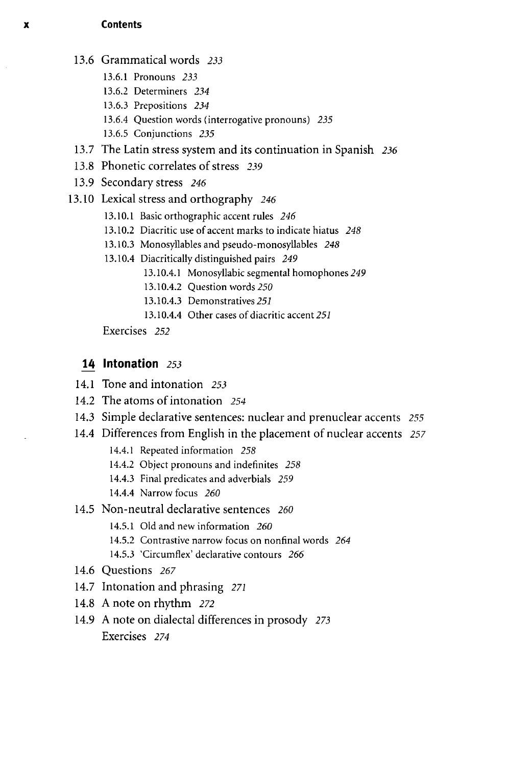13.6 Grammatical words *233*

- 13.6.1 Pronouns *233*
- 13.6.2 Determiners *234*
- 13.6.3 Prepositions *234*
- 13.6.4 Question words (interrogative pronouns) *235*
- 13.6.5 Conjunctions *235*

13.7 The Latin stress system and its continuation in Spanish *236*

13.8 Phonetic correlates of stress *239*

13.9 Secondary stress *246*

13.10 Lexical stress and orthography *246*

- 13.10.1 Basic orthographic accent rules *246*
- 13.10.2 Diacritic use of accent marks to indicate hiatus *248*
- 13.10.3 Monosyllables and pseudo-monosyllables *248*
- 13.10.4 Diacritically distinguished pairs *249*
  - 13.10.4.1 Monosyllabic segmental homophones *249*
  - 13.10.4.2 Question words *250*
  - 13.10.4.3 Demonstratives *251*
  - 13.10.4.4 Other cases of diacritic accent *251*

Exercises *252*

## 14 Intonation *253*

14.1 Tone and intonation *253*

14.2 The atoms of intonation *254*

14.3 Simple declarative sentences: nuclear and prenuclear accents *255*

14.4 Differences from English in the placement of nuclear accents *257*

- 14.4.1 Repeated information *258*
- 14.4.2 Object pronouns and indefinites *258*
- 14.4.3 Final predicates and adverbials *259*
- 14.4.4 Narrow focus *260*

14.5 Non-neutral declarative sentences *260*

- 14.5.1 Old and new information *260*
- 14.5.2 Contrastive narrow focus on nonfinal words *264*
- 14.5.3 'Circumflex' declarative contours *266*

14.6 Questions *267*

14.7 Intonation and phrasing *271*

14.8 A note on rhythm *272*

14.9 A note on dialectal differences in prosody *273*

Exercises *274*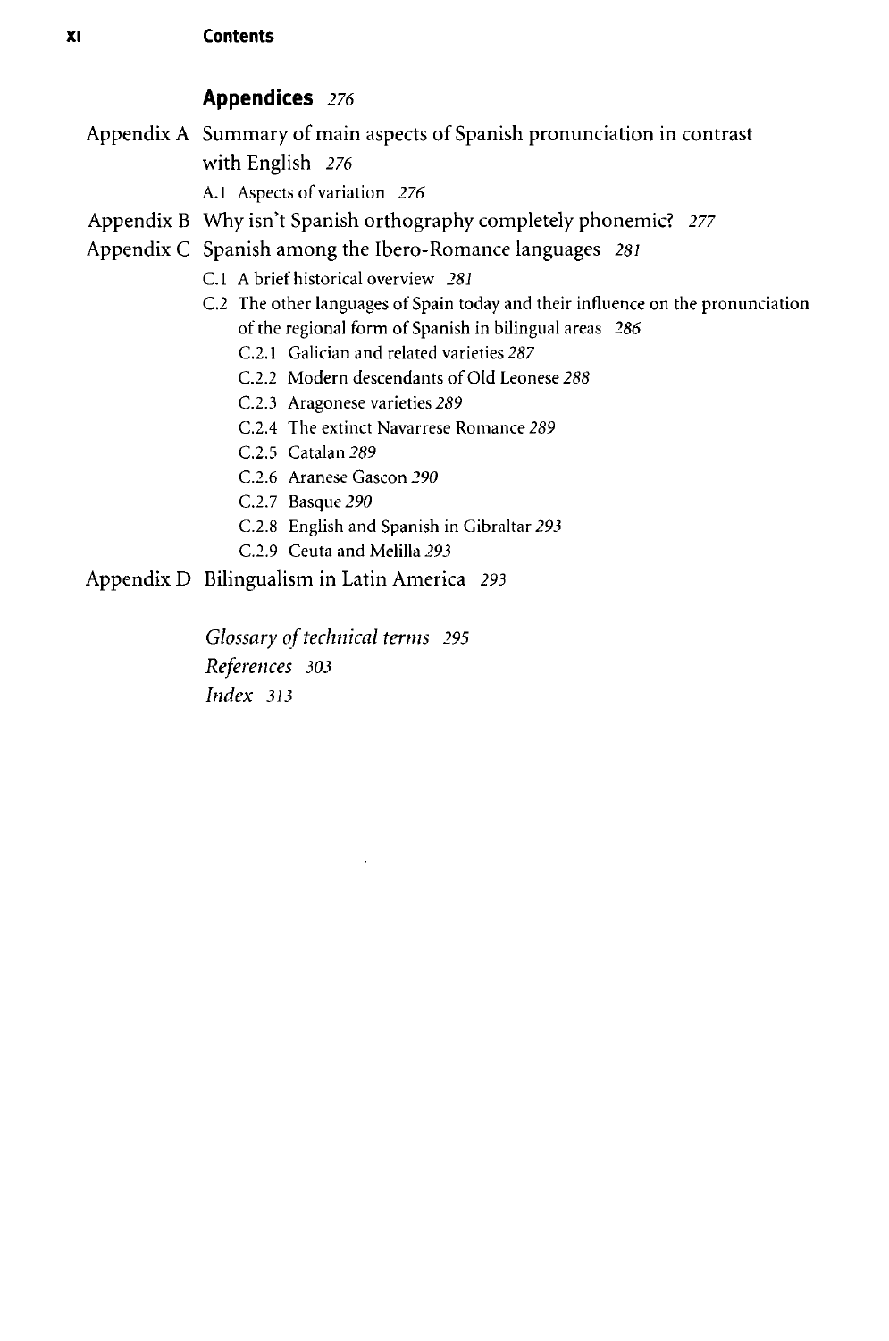## Appendices 276

Appendix A Summary of main aspects of Spanish pronunciation in contrast with English 276

- A.1 Aspects of variation 276

Appendix B Why isn't Spanish orthography completely phonemic? 277

Appendix C Spanish among the Ibero-Romance languages 281

- C.1 A brief historical overview 281
- C.2 The other languages of Spain today and their influence on the pronunciation of the regional form of Spanish in bilingual areas 286
  - C.2.1 Galician and related varieties 287
  - C.2.2 Modern descendants of Old Leonese 288
  - C.2.3 Aragonese varieties 289
  - C.2.4 The extinct Navarrese Romance 289
  - C.2.5 Catalan 289
  - C.2.6 Aranese Gascon 290
  - C.2.7 Basque 290
  - C.2.8 English and Spanish in Gibraltar 293
  - C.2.9 Ceuta and Melilla 293

Appendix D Bilingualism in Latin America 293

*Glossary of technical terms* 295

*References* 303

*Index* 313